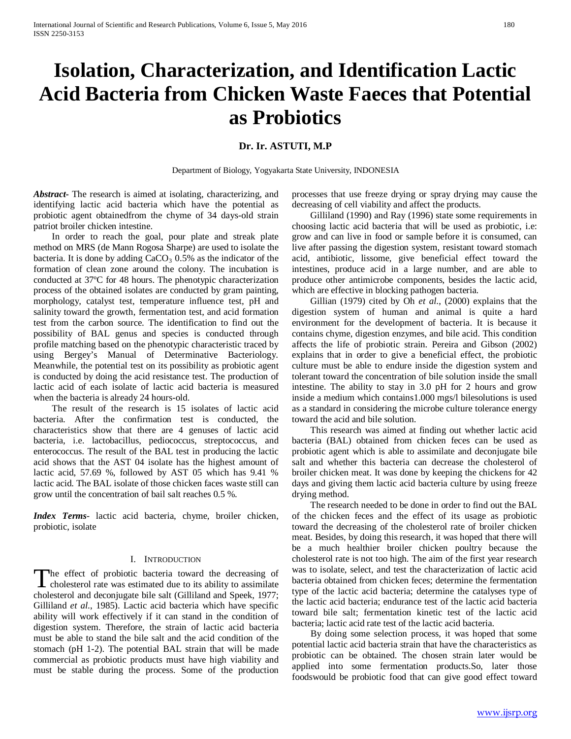# Isolation, Characterization, and Identification Lactic Acid Bacteria from Chicken Waste Faeces that Potential as Probiotics

**Dr. Ir. ASTUTI, M.P**

Department of Biology, Yogyakarta State University, INDONESIA

***Abstract-*** The research is aimed at isolating, characterizing, and identifying lactic acid bacteria which have the potential as probiotic agent obtainedfrom the chyme of 34 days-old strain patriot broiler chicken intestine.

In order to reach the goal, pour plate and streak plate method on MRS (de Mann Rogosa Sharpe) are used to isolate the bacteria. It is done by adding $CaCO_3$ 0.5% as the indicator of the formation of clean zone around the colony. The incubation is conducted at 37ºC for 48 hours. The phenotypic characterization process of the obtained isolates are conducted by gram painting, morphology, catalyst test, temperature influence test, pH and salinity toward the growth, fermentation test, and acid formation test from the carbon source. The identification to find out the possibility of BAL genus and species is conducted through profile matching based on the phenotypic characteristic traced by using Bergey's Manual of Determinative Bacteriology. Meanwhile, the potential test on its possibility as probiotic agent is conducted by doing the acid resistance test. The production of lactic acid of each isolate of lactic acid bacteria is measured when the bacteria is already 24 hours-old.

The result of the research is 15 isolates of lactic acid bacteria. After the confirmation test is conducted, the characteristics show that there are 4 genuses of lactic acid bacteria, i.e. lactobacillus, pediococcus, streptococcus, and enterococcus. The result of the BAL test in producing the lactic acid shows that the AST 04 isolate has the highest amount of lactic acid, 57.69 %, followed by AST 05 which has 9.41 % lactic acid. The BAL isolate of those chicken faces waste still can grow until the concentration of bail salt reaches 0.5 %.

***Index Terms***- lactic acid bacteria, chyme, broiler chicken, probiotic, isolate

## I. Introduction

The effect of probiotic bacteria toward the decreasing of cholesterol rate was estimated due to its ability to assimilate cholesterol and deconjugate bile salt (Gilliland and Speek, 1977; Gilliland *et al.*, 1985). Lactic acid bacteria which have specific ability will work effectively if it can stand in the condition of digestion system. Therefore, the strain of lactic acid bacteria must be able to stand the bile salt and the acid condition of the stomach (pH 1-2). The potential BAL strain that will be made commercial as probiotic products must have high viability and must be stable during the process. Some of the production processes that use freeze drying or spray drying may cause the decreasing of cell viability and affect the products.

Gilliland (1990) and Ray (1996) state some requirements in choosing lactic acid bacteria that will be used as probiotic, i.e: grow and can live in food or sample before it is consumed, can live after passing the digestion system, resistant toward stomach acid, antibiotic, lissome, give beneficial effect toward the intestines, produce acid in a large number, and are able to produce other antimicrobe components, besides the lactic acid, which are effective in blocking pathogen bacteria.

Gillian (1979) cited by Oh *et al.*, (2000) explains that the digestion system of human and animal is quite a hard environment for the development of bacteria. It is because it contains chyme, digestion enzymes, and bile acid. This condition affects the life of probiotic strain. Pereira and Gibson (2002) explains that in order to give a beneficial effect, the probiotic culture must be able to endure inside the digestion system and tolerant toward the concentration of bile solution inside the small intestine. The ability to stay in 3.0 pH for 2 hours and grow inside a medium which contains1.000 mgs/l bilesolutions is used as a standard in considering the microbe culture tolerance energy toward the acid and bile solution.

This research was aimed at finding out whether lactic acid bacteria (BAL) obtained from chicken feces can be used as probiotic agent which is able to assimilate and deconjugate bile salt and whether this bacteria can decrease the cholesterol of broiler chicken meat. It was done by keeping the chickens for 42 days and giving them lactic acid bacteria culture by using freeze drying method.

The research needed to be done in order to find out the BAL of the chicken feces and the effect of its usage as probiotic toward the decreasing of the cholesterol rate of broiler chicken meat. Besides, by doing this research, it was hoped that there will be a much healthier broiler chicken poultry because the cholesterol rate is not too high. The aim of the first year research was to isolate, select, and test the characterization of lactic acid bacteria obtained from chicken feces; determine the fermentation type of the lactic acid bacteria; determine the catalyses type of the lactic acid bacteria; endurance test of the lactic acid bacteria toward bile salt; fermentation kinetic test of the lactic acid bacteria; lactic acid rate test of the lactic acid bacteria.

By doing some selection process, it was hoped that some potential lactic acid bacteria strain that have the characteristics as probiotic can be obtained. The chosen strain later would be applied into some fermentation products.So, later those foodswould be probiotic food that can give good effect toward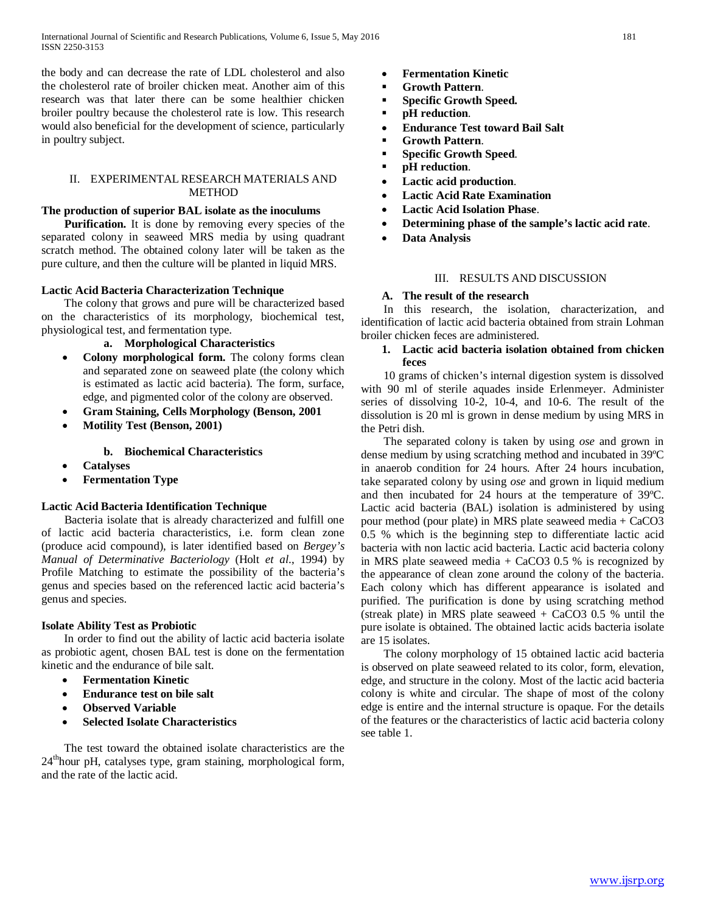the body and can decrease the rate of LDL cholesterol and also the cholesterol rate of broiler chicken meat. Another aim of this research was that later there can be some healthier chicken broiler poultry because the cholesterol rate is low. This research would also beneficial for the development of science, particularly in poultry subject.

## II. EXPERIMENTAL RESEARCH MATERIALS AND METHOD

**The production of superior BAL isolate as the inoculums**

**Purification.** It is done by removing every species of the separated colony in seaweed MRS media by using quadrant scratch method. The obtained colony later will be taken as the pure culture, and then the culture will be planted in liquid MRS.

**Lactic Acid Bacteria Characterization Technique**

The colony that grows and pure will be characterized based on the characteristics of its morphology, biochemical test, physiological test, and fermentation type.

**a. Morphological Characteristics**

- **Colony morphological form.** The colony forms clean and separated zone on seaweed plate (the colony which is estimated as lactic acid bacteria). The form, surface, edge, and pigmented color of the colony are observed.
- **Gram Staining, Cells Morphology (Benson, 2001**
- **Motility Test (Benson, 2001)**

**b. Biochemical Characteristics**

- **Catalyses**
- **Fermentation Type**

**Lactic Acid Bacteria Identification Technique**

Bacteria isolate that is already characterized and fulfill one of lactic acid bacteria characteristics, i.e. form clean zone (produce acid compound), is later identified based on *Bergey's Manual of Determinative Bacteriology* (Holt *et al*., 1994) by Profile Matching to estimate the possibility of the bacteria's genus and species based on the referenced lactic acid bacteria's genus and species.

**Isolate Ability Test as Probiotic**

In order to find out the ability of lactic acid bacteria isolate as probiotic agent, chosen BAL test is done on the fermentation kinetic and the endurance of bile salt.

- **Fermentation Kinetic**
- **Endurance test on bile salt**
- **Observed Variable**
- **Selected Isolate Characteristics**

The test toward the obtained isolate characteristics are the 24thhour pH, catalyses type, gram staining, morphological form, and the rate of the lactic acid.

- **Fermentation Kinetic**
  - **Growth Pattern**.
  - **Specific Growth Speed.**
  - **pH reduction**.
- **Endurance Test toward Bail Salt**
  - **Growth Pattern**.
  - **Specific Growth Speed**.
  - **pH reduction**.
- **Lactic acid production**.
- **Lactic Acid Rate Examination**
- **Lactic Acid Isolation Phase**.
- **Determining phase of the sample's lactic acid rate**.
- **Data Analysis**

## III. RESULTS AND DISCUSSION

### A. The result of the research

In this research, the isolation, characterization, and identification of lactic acid bacteria obtained from strain Lohman broiler chicken feces are administered.

#### 1. Lactic acid bacteria isolation obtained from chicken feces

10 grams of chicken's internal digestion system is dissolved with 90 ml of sterile aquades inside Erlenmeyer. Administer series of dissolving 10-2, 10-4, and 10-6. The result of the dissolution is 20 ml is grown in dense medium by using MRS in the Petri dish.

The separated colony is taken by using *ose* and grown in dense medium by using scratching method and incubated in 39ºC in anaerob condition for 24 hours. After 24 hours incubation, take separated colony by using *ose* and grown in liquid medium and then incubated for 24 hours at the temperature of 39ºC. Lactic acid bacteria (BAL) isolation is administered by using pour method (pour plate) in MRS plate seaweed media + $CaCO_3$ 0.5 % which is the beginning step to differentiate lactic acid bacteria with non lactic acid bacteria. Lactic acid bacteria colony in MRS plate seaweed media + $CaCO_3$ 0.5 % is recognized by the appearance of clean zone around the colony of the bacteria. Each colony which has different appearance is isolated and purified. The purification is done by using scratching method (streak plate) in MRS plate seaweed + $CaCO_3$ 0.5 % until the pure isolate is obtained. The obtained lactic acids bacteria isolate are 15 isolates.

The colony morphology of 15 obtained lactic acid bacteria is observed on plate seaweed related to its color, form, elevation, edge, and structure in the colony. Most of the lactic acid bacteria colony is white and circular. The shape of most of the colony edge is entire and the internal structure is opaque. For the details of the features or the characteristics of lactic acid bacteria colony see table 1.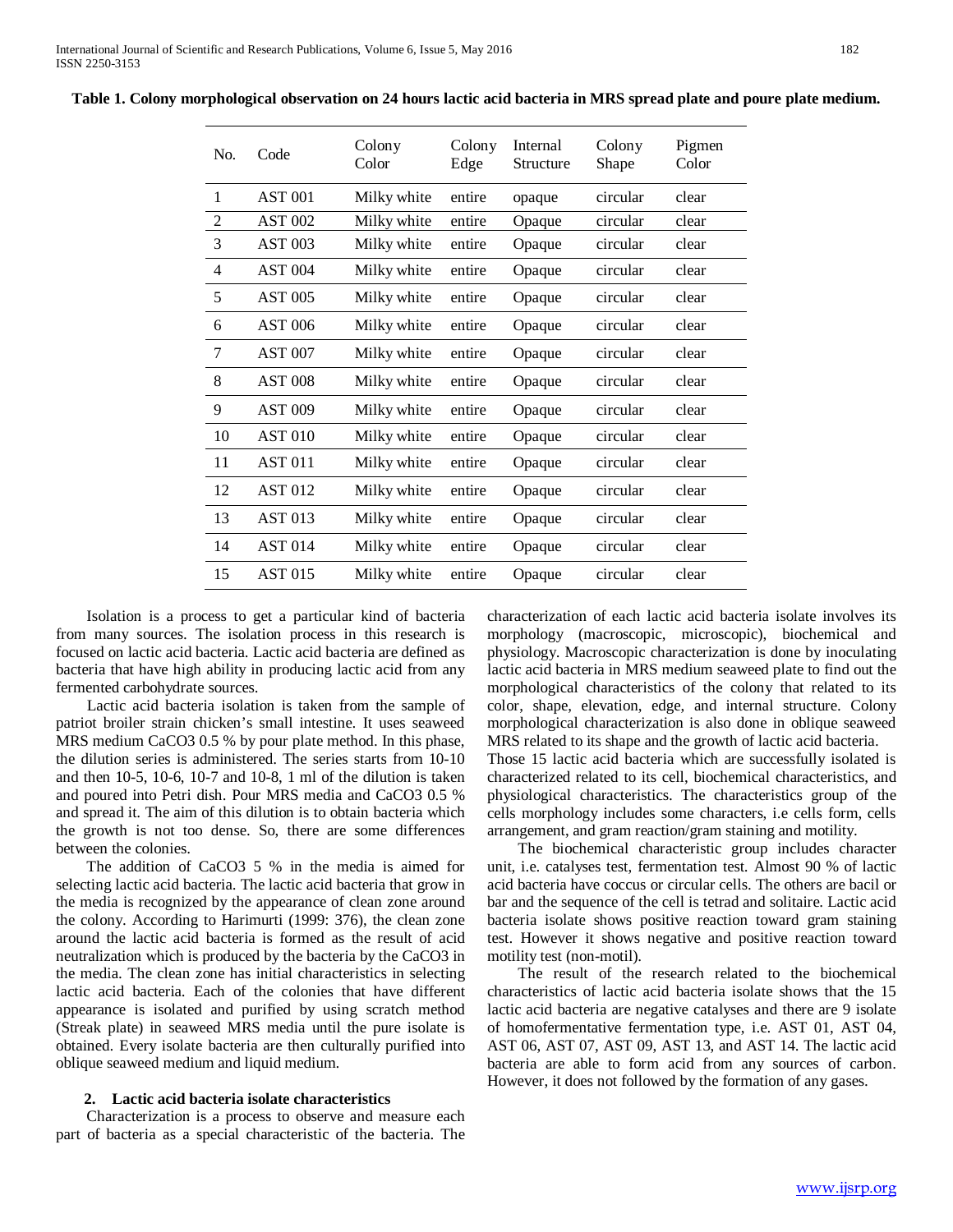**Table 1. Colony morphological observation on 24 hours lactic acid bacteria in MRS spread plate and poure plate medium.**

| No. | Code | Colony Color | Colony Edge | Internal Structure | Colony Shape | Pigmen Color |
|---|---|---|---|---|---|---|
| 1 | AST 001 | Milky white | entire | opaque | circular | clear |
| 2 | AST 002 | Milky white | entire | Opaque | circular | clear |
| 3 | AST 003 | Milky white | entire | Opaque | circular | clear |
| 4 | AST 004 | Milky white | entire | Opaque | circular | clear |
| 5 | AST 005 | Milky white | entire | Opaque | circular | clear |
| 6 | AST 006 | Milky white | entire | Opaque | circular | clear |
| 7 | AST 007 | Milky white | entire | Opaque | circular | clear |
| 8 | AST 008 | Milky white | entire | Opaque | circular | clear |
| 9 | AST 009 | Milky white | entire | Opaque | circular | clear |
| 10 | AST 010 | Milky white | entire | Opaque | circular | clear |
| 11 | AST 011 | Milky white | entire | Opaque | circular | clear |
| 12 | AST 012 | Milky white | entire | Opaque | circular | clear |
| 13 | AST 013 | Milky white | entire | Opaque | circular | clear |
| 14 | AST 014 | Milky white | entire | Opaque | circular | clear |
| 15 | AST 015 | Milky white | entire | Opaque | circular | clear |

Isolation is a process to get a particular kind of bacteria from many sources. The isolation process in this research is focused on lactic acid bacteria. Lactic acid bacteria are defined as bacteria that have high ability in producing lactic acid from any fermented carbohydrate sources.

Lactic acid bacteria isolation is taken from the sample of patriot broiler strain chicken's small intestine. It uses seaweed MRS medium $CaCO_3$ 0.5 % by pour plate method. In this phase, the dilution series is administered. The series starts from 10-10 and then 10-5, 10-6, 10-7 and 10-8, 1 ml of the dilution is taken and poured into Petri dish. Pour MRS media and $CaCO_3$ 0.5 % and spread it. The aim of this dilution is to obtain bacteria which the growth is not too dense. So, there are some differences between the colonies.

The addition of $CaCO_3$ 5 % in the media is aimed for selecting lactic acid bacteria. The lactic acid bacteria that grow in the media is recognized by the appearance of clean zone around the colony. According to Harimurti (1999: 376), the clean zone around the lactic acid bacteria is formed as the result of acid neutralization which is produced by the bacteria by the $CaCO_3$ in the media. The clean zone has initial characteristics in selecting lactic acid bacteria. Each of the colonies that have different appearance is isolated and purified by using scratch method (Streak plate) in seaweed MRS media until the pure isolate is obtained. Every isolate bacteria are then culturally purified into oblique seaweed medium and liquid medium.

### 2. Lactic acid bacteria isolate characteristics

Characterization is a process to observe and measure each part of bacteria as a special characteristic of the bacteria. The characterization of each lactic acid bacteria isolate involves its morphology (macroscopic, microscopic), biochemical and physiology. Macroscopic characterization is done by inoculating lactic acid bacteria in MRS medium seaweed plate to find out the morphological characteristics of the colony that related to its color, shape, elevation, edge, and internal structure. Colony morphological characterization is also done in oblique seaweed MRS related to its shape and the growth of lactic acid bacteria.

Those 15 lactic acid bacteria which are successfully isolated is characterized related to its cell, biochemical characteristics, and physiological characteristics. The characteristics group of the cells morphology includes some characters, i.e cells form, cells arrangement, and gram reaction/gram staining and motility.

The biochemical characteristic group includes character unit, i.e. catalyses test, fermentation test. Almost 90 % of lactic acid bacteria have coccus or circular cells. The others are bacil or bar and the sequence of the cell is tetrad and solitaire. Lactic acid bacteria isolate shows positive reaction toward gram staining test. However it shows negative and positive reaction toward motility test (non-motil).

The result of the research related to the biochemical characteristics of lactic acid bacteria isolate shows that the 15 lactic acid bacteria are negative catalyses and there are 9 isolate of homofermentative fermentation type, i.e. AST 01, AST 04, AST 06, AST 07, AST 09, AST 13, and AST 14. The lactic acid bacteria are able to form acid from any sources of carbon. However, it does not followed by the formation of any gases.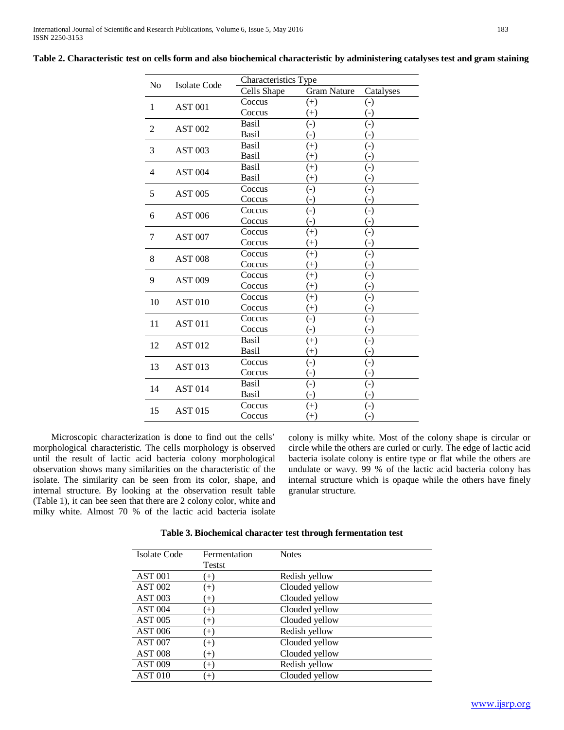**Table 2. Characteristic test on cells form and also biochemical characteristic by administering catalyses test and gram staining**

| No | Isolate Code | Characteristics Type | | |
|---|---|---|---|---|
| | | Cells Shape | Gram Nature | Catalyses |
| 1 | AST 001 | Coccus | (+) | (-) |
| | | Coccus | (+) | (-) |
| 2 | AST 002 | Basil | (-) | (-) |
| | | Basil | (-) | (-) |
| 3 | AST 003 | Basil | (+) | (-) |
| | | Basil | (+) | (-) |
| 4 | AST 004 | Basil | (+) | (-) |
| | | Basil | (+) | (-) |
| 5 | AST 005 | Coccus | (-) | (-) |
| | | Coccus | (-) | (-) |
| 6 | AST 006 | Coccus | (-) | (-) |
| | | Coccus | (-) | (-) |
| 7 | AST 007 | Coccus | (+) | (-) |
| | | Coccus | (+) | (-) |
| 8 | AST 008 | Coccus | (+) | (-) |
| | | Coccus | (+) | (-) |
| 9 | AST 009 | Coccus | (+) | (-) |
| | | Coccus | (+) | (-) |
| 10 | AST 010 | Coccus | (+) | (-) |
| | | Coccus | (+) | (-) |
| 11 | AST 011 | Coccus | (-) | (-) |
| | | Coccus | (-) | (-) |
| 12 | AST 012 | Basil | (+) | (-) |
| | | Basil | (+) | (-) |
| 13 | AST 013 | Coccus | (-) | (-) |
| | | Coccus | (-) | (-) |
| 14 | AST 014 | Basil | (-) | (-) |
| | | Basil | (-) | (-) |
| 15 | AST 015 | Coccus | (+) | (-) |
| | | Coccus | (+) | (-) |

Microscopic characterization is done to find out the cells' morphological characteristic. The cells morphology is observed until the result of lactic acid bacteria colony morphological observation shows many similarities on the characteristic of the isolate. The similarity can be seen from its color, shape, and internal structure. By looking at the observation result table (Table 1), it can bee seen that there are 2 colony color, white and milky white. Almost 70 % of the lactic acid bacteria isolate colony is milky white. Most of the colony shape is circular or circle while the others are curled or curly. The edge of lactic acid bacteria isolate colony is entire type or flat while the others are undulate or wavy. 99 % of the lactic acid bacteria colony has internal structure which is opaque while the others have finely granular structure.

**Table 3. Biochemical character test through fermentation test**

| Isolate Code | Fermentation Testst | Notes |
|---|---|---|
| AST 001 | (+) | Redish yellow |
| AST 002 | (+) | Clouded yellow |
| AST 003 | (+) | Clouded yellow |
| AST 004 | (+) | Clouded yellow |
| AST 005 | (+) | Clouded yellow |
| AST 006 | (+) | Redish yellow |
| AST 007 | (+) | Clouded yellow |
| AST 008 | (+) | Clouded yellow |
| AST 009 | (+) | Redish yellow |
| AST 010 | (+) | Clouded yellow |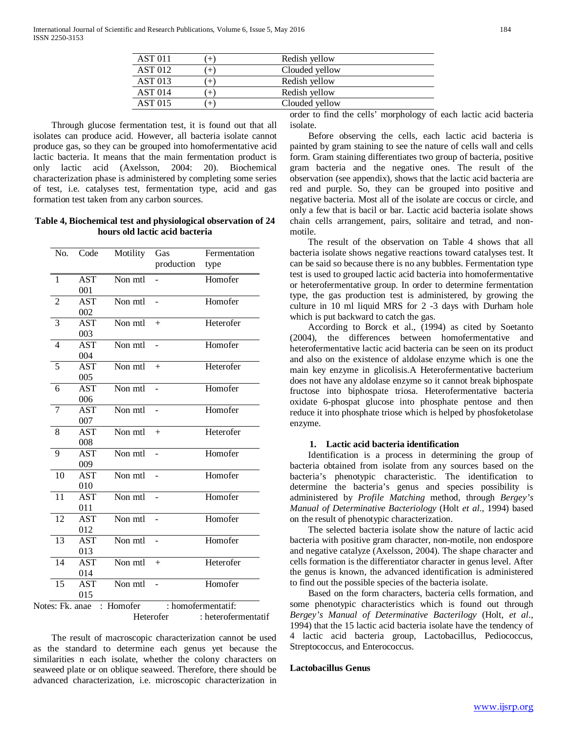| AST 011 | (+) | Redish yellow |
|---|---|---|
| AST 012 | (+) | Clouded yellow |
| AST 013 | (+) | Redish yellow |
| AST 014 | (+) | Redish yellow |
| AST 015 | (+) | Clouded yellow |

Through glucose fermentation test, it is found out that all isolates can produce acid. However, all bacteria isolate cannot produce gas, so they can be grouped into homofermentative acid lactic bacteria. It means that the main fermentation product is only lactic acid (Axelsson, 2004: 20). Biochemical characterization phase is administered by completing some series of test, i.e. catalyses test, fermentation type, acid and gas formation test taken from any carbon sources.

**Table 4, Biochemical test and physiological observation of 24 hours old lactic acid bacteria**

| No. | Code | Motility | Gas production | Fermentation type |
|---|---|---|---|---|
| 1 | AST 001 | Non mtl | - | Homofer |
| 2 | AST 002 | Non mtl | - | Homofer |
| 3 | AST 003 | Non mtl | + | Heterofer |
| 4 | AST 004 | Non mtl | - | Homofer |
| 5 | AST 005 | Non mtl | + | Heterofer |
| 6 | AST 006 | Non mtl | - | Homofer |
| 7 | AST 007 | Non mtl | - | Homofer |
| 8 | AST 008 | Non mtl | + | Heterofer |
| 9 | AST 009 | Non mtl | - | Homofer |
| 10 | AST 010 | Non mtl | - | Homofer |
| 11 | AST 011 | Non mtl | - | Homofer |
| 12 | AST 012 | Non mtl | - | Homofer |
| 13 | AST 013 | Non mtl | - | Homofer |
| 14 | AST 014 | Non mtl | + | Heterofer |
| 15 | AST 015 | Non mtl | - | Homofer |

Notes: Fk. anae : Homofer : homofermentatif:
Heterofer : heterofermentatif

The result of macroscopic characterization cannot be used as the standard to determine each genus yet because the similarities n each isolate, whether the colony characters on seaweed plate or on oblique seaweed. Therefore, there should be advanced characterization, i.e. microscopic characterization in order to find the cells' morphology of each lactic acid bacteria isolate.

Before observing the cells, each lactic acid bacteria is painted by gram staining to see the nature of cells wall and cells form. Gram staining differentiates two group of bacteria, positive gram bacteria and the negative ones. The result of the observation (see appendix), shows that the lactic acid bacteria are red and purple. So, they can be grouped into positive and negative bacteria. Most all of the isolate are coccus or circle, and only a few that is bacil or bar. Lactic acid bacteria isolate shows chain cells arrangement, pairs, solitaire and tetrad, and non-motile.

The result of the observation on Table 4 shows that all bacteria isolate shows negative reactions toward catalyses test. It can be said so because there is no any bubbles. Fermentation type test is used to grouped lactic acid bacteria into homofermentative or heterofermentative group. In order to determine fermentation type, the gas production test is administered, by growing the culture in 10 ml liquid MRS for 2 -3 days with Durham hole which is put backward to catch the gas.

According to Borck et al., (1994) as cited by Soetanto (2004), the differences between homofermentative and heterofermentative lactic acid bacteria can be seen on its product and also on the existence of aldolase enzyme which is one the main key enzyme in glicolisis.A Heterofermentative bacterium does not have any aldolase enzyme so it cannot break biphospate fructose into biphospate triosa. Heterofermentative bacteria oxidate 6-phospat glucose into phosphate pentose and then reduce it into phosphate triose which is helped by phosfoketolase enzyme.

#### 1. Lactic acid bacteria identification

Identification is a process in determining the group of bacteria obtained from isolate from any sources based on the bacteria's phenotypic characteristic. The identification to determine the bacteria's genus and species possibility is administered by *Profile Matching* method, through *Bergey's Manual of Determinative Bacteriology* (Holt *et al.*, 1994) based on the result of phenotypic characterization.

The selected bacteria isolate show the nature of lactic acid bacteria with positive gram character, non-motile, non endospore and negative catalyze (Axelsson, 2004). The shape character and cells formation is the differentiator character in genus level. After the genus is known, the advanced identification is administered to find out the possible species of the bacteria isolate.

Based on the form characters, bacteria cells formation, and some phenotypic characteristics which is found out through *Bergey's Manual of Determinative Bacterilogy* (Holt, *et al.*, 1994) that the 15 lactic acid bacteria isolate have the tendency of 4 lactic acid bacteria group, Lactobacillus, Pediococcus, Streptococcus, and Enterococcus.

**Lactobacillus Genus**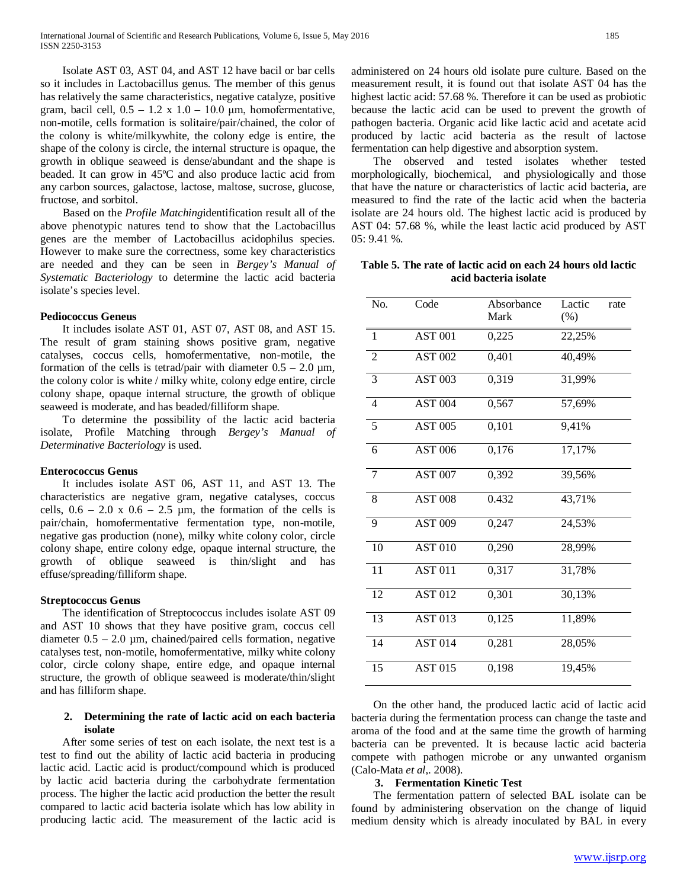Isolate AST 03, AST 04, and AST 12 have bacil or bar cells so it includes in Lactobacillus genus. The member of this genus has relatively the same characteristics, negative catalyze, positive gram, bacil cell, 0.5 – 1.2 x 1.0 – 10.0 µm, homofermentative, non-motile, cells formation is solitaire/pair/chained, the color of the colony is white/milkywhite, the colony edge is entire, the shape of the colony is circle, the internal structure is opaque, the growth in oblique seaweed is dense/abundant and the shape is beaded. It can grow in 45ºC and also produce lactic acid from any carbon sources, galactose, lactose, maltose, sucrose, glucose, fructose, and sorbitol.

Based on the *Profile Matching*identification result all of the above phenotypic natures tend to show that the Lactobacillus genes are the member of Lactobacillus acidophilus species. However to make sure the correctness, some key characteristics are needed and they can be seen in *Bergey's Manual of Systematic Bacteriology* to determine the lactic acid bacteria isolate's species level.

**Pediococcus Geneus**

It includes isolate AST 01, AST 07, AST 08, and AST 15. The result of gram staining shows positive gram, negative catalyses, coccus cells, homofermentative, non-motile, the formation of the cells is tetrad/pair with diameter 0.5 – 2.0 µm, the colony color is white / milky white, colony edge entire, circle colony shape, opaque internal structure, the growth of oblique seaweed is moderate, and has beaded/filliform shape.

To determine the possibility of the lactic acid bacteria isolate, Profile Matching through *Bergey's Manual of Determinative Bacteriology* is used.

**Enterococcus Genus**

It includes isolate AST 06, AST 11, and AST 13. The characteristics are negative gram, negative catalyses, coccus cells, 0.6 – 2.0 x 0.6 – 2.5 µm, the formation of the cells is pair/chain, homofermentative fermentation type, non-motile, negative gas production (none), milky white colony color, circle colony shape, entire colony edge, opaque internal structure, the growth of oblique seaweed is thin/slight and has effuse/spreading/filliform shape.

**Streptococcus Genus**

The identification of Streptococcus includes isolate AST 09 and AST 10 shows that they have positive gram, coccus cell diameter 0.5 – 2.0 µm, chained/paired cells formation, negative catalyses test, non-motile, homofermentative, milky white colony color, circle colony shape, entire edge, and opaque internal structure, the growth of oblique seaweed is moderate/thin/slight and has filliform shape.

**2. Determining the rate of lactic acid on each bacteria isolate**

After some series of test on each isolate, the next test is a test to find out the ability of lactic acid bacteria in producing lactic acid. Lactic acid is product/compound which is produced by lactic acid bacteria during the carbohydrate fermentation process. The higher the lactic acid production the better the result compared to lactic acid bacteria isolate which has low ability in producing lactic acid. The measurement of the lactic acid is administered on 24 hours old isolate pure culture. Based on the measurement result, it is found out that isolate AST 04 has the highest lactic acid: 57.68 %. Therefore it can be used as probiotic because the lactic acid can be used to prevent the growth of pathogen bacteria. Organic acid like lactic acid and acetate acid produced by lactic acid bacteria as the result of lactose fermentation can help digestive and absorption system.

The observed and tested isolates whether tested morphologically, biochemical, and physiologically and those that have the nature or characteristics of lactic acid bacteria, are measured to find the rate of the lactic acid when the bacteria isolate are 24 hours old. The highest lactic acid is produced by AST 04: 57.68 %, while the least lactic acid produced by AST 05: 9.41 %.

**Table 5. The rate of lactic acid on each 24 hours old lactic acid bacteria isolate**

| No. | Code | Absorbance Mark | Lactic rate (%) |
|---|---|---|---|
| 1 | AST 001 | 0,225 | 22,25% |
| 2 | AST 002 | 0,401 | 40,49% |
| 3 | AST 003 | 0,319 | 31,99% |
| 4 | AST 004 | 0,567 | 57,69% |
| 5 | AST 005 | 0,101 | 9,41% |
| 6 | AST 006 | 0,176 | 17,17% |
| 7 | AST 007 | 0,392 | 39,56% |
| 8 | AST 008 | 0.432 | 43,71% |
| 9 | AST 009 | 0,247 | 24,53% |
| 10 | AST 010 | 0,290 | 28,99% |
| 11 | AST 011 | 0,317 | 31,78% |
| 12 | AST 012 | 0,301 | 30,13% |
| 13 | AST 013 | 0,125 | 11,89% |
| 14 | AST 014 | 0,281 | 28,05% |
| 15 | AST 015 | 0,198 | 19,45% |

On the other hand, the produced lactic acid of lactic acid bacteria during the fermentation process can change the taste and aroma of the food and at the same time the growth of harming bacteria can be prevented. It is because lactic acid bacteria compete with pathogen microbe or any unwanted organism (Calo-Mata *et al*,. 2008).

**3. Fermentation Kinetic Test**

The fermentation pattern of selected BAL isolate can be found by administering observation on the change of liquid medium density which is already inoculated by BAL in every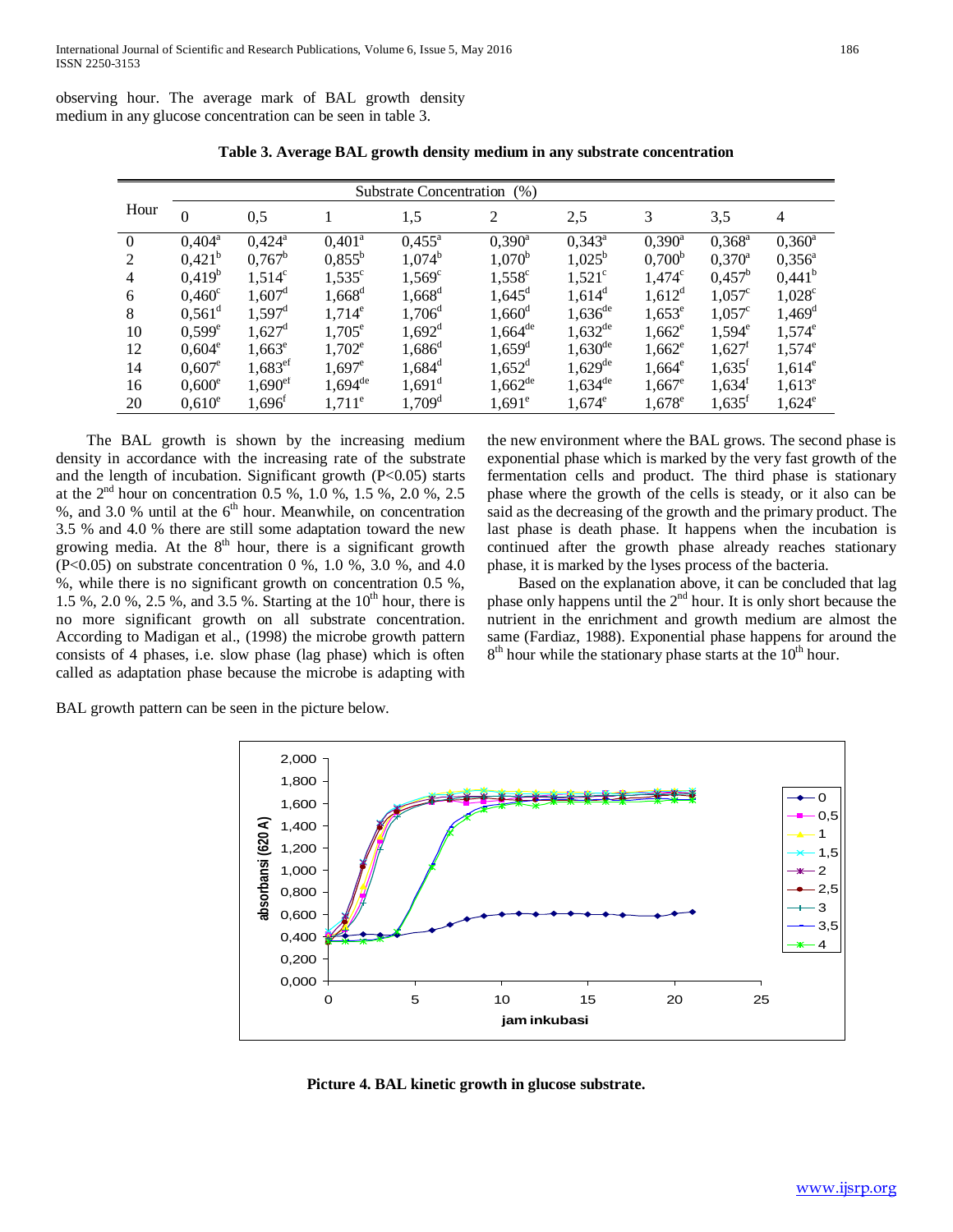observing hour. The average mark of BAL growth density medium in any glucose concentration can be seen in table 3.

**Table 3. Average BAL growth density medium in any substrate concentration**

| Hour | Substrate Concentration (%) | | | | | | | | |
|---|---|---|---|---|---|---|---|---|---|
| | 0 | 0,5 | 1 | 1,5 | 2 | 2,5 | 3 | 3,5 | 4 |
| 0 | 0,404[a] | 0,424[a] | 0,401[a] | 0,455[a] | 0,390[a] | 0,343[a] | 0,390[a] | 0,368[a] | 0,360[a] |
| 2 | 0,421[b] | 0,767[b] | 0,855[b] | 1,074[b] | 1,070[b] | 1,025[b] | 0,700[b] | 0,370[a] | 0,356[a] |
| 4 | 0,419[b] | 1,514[c] | 1,535[c] | 1,569[c] | 1,558[c] | 1,521[c] | 1,474[c] | 0,457[b] | 0,441[b] |
| 6 | 0,460[c] | 1,607[d] | 1,668[d] | 1,668[d] | 1,645[d] | 1,614[d] | 1,612[d] | 1,057[c] | 1,028[c] |
| 8 | 0,561[d] | 1,597[d] | 1,714[e] | 1,706[d] | 1,660[d] | 1,636[de] | 1,653[e] | 1,057[c] | 1,469[d] |
| 10 | 0,599[e] | 1,627[d] | 1,705[e] | 1,692[d] | 1,664[de] | 1,632[de] | 1,662[e] | 1,594[e] | 1,574[e] |
| 12 | 0,604[e] | 1,663[e] | 1,702[e] | 1,686[d] | 1,659[d] | 1,630[de] | 1,662[e] | 1,627[f] | 1,574[e] |
| 14 | 0,607[e] | 1,683[ef] | 1,697[e] | 1,684[d] | 1,652[d] | 1,629[de] | 1,664[e] | 1,635[f] | 1,614[e] |
| 16 | 0,600[e] | 1,690[ef] | 1,694[de] | 1,691[d] | 1,662[de] | 1,634[de] | 1,667[e] | 1,634[f] | 1,613[e] |
| 20 | 0,610[e] | 1,696[f] | 1,711[e] | 1,709[d] | 1,691[e] | 1,674[e] | 1,678[e] | 1,635[f] | 1,624[e] |

The BAL growth is shown by the increasing medium density in accordance with the increasing rate of the substrate and the length of incubation. Significant growth ($P<0.05$) starts at the 2[nd] hour on concentration 0.5 %, 1.0 %, 1.5 %, 2.0 %, 2.5 %, and 3.0 % until at the 6[th] hour. Meanwhile, on concentration 3.5 % and 4.0 % there are still some adaptation toward the new growing media. At the 8[th] hour, there is a significant growth ($P<0.05$) on substrate concentration 0 %, 1.0 %, 3.0 %, and 4.0 %, while there is no significant growth on concentration 0.5 %, 1.5 %, 2.0 %, 2.5 %, and 3.5 %. Starting at the 10[th] hour, there is no more significant growth on all substrate concentration. According to Madigan et al., (1998) the microbe growth pattern consists of 4 phases, i.e. slow phase (lag phase) which is often called as adaptation phase because the microbe is adapting with the new environment where the BAL grows. The second phase is exponential phase which is marked by the very fast growth of the fermentation cells and product. The third phase is stationary phase where the growth of the cells is steady, or it also can be said as the decreasing of the growth and the primary product. The last phase is death phase. It happens when the incubation is continued after the growth phase already reaches stationary phase, it is marked by the lyses process of the bacteria.

Based on the explanation above, it can be concluded that lag phase only happens until the 2[nd] hour. It is only short because the nutrient in the enrichment and growth medium are almost the same (Fardiaz, 1988). Exponential phase happens for around the 8[th] hour while the stationary phase starts at the 10[th] hour.

BAL growth pattern can be seen in the picture below.

**Picture 4. BAL kinetic growth in glucose substrate.**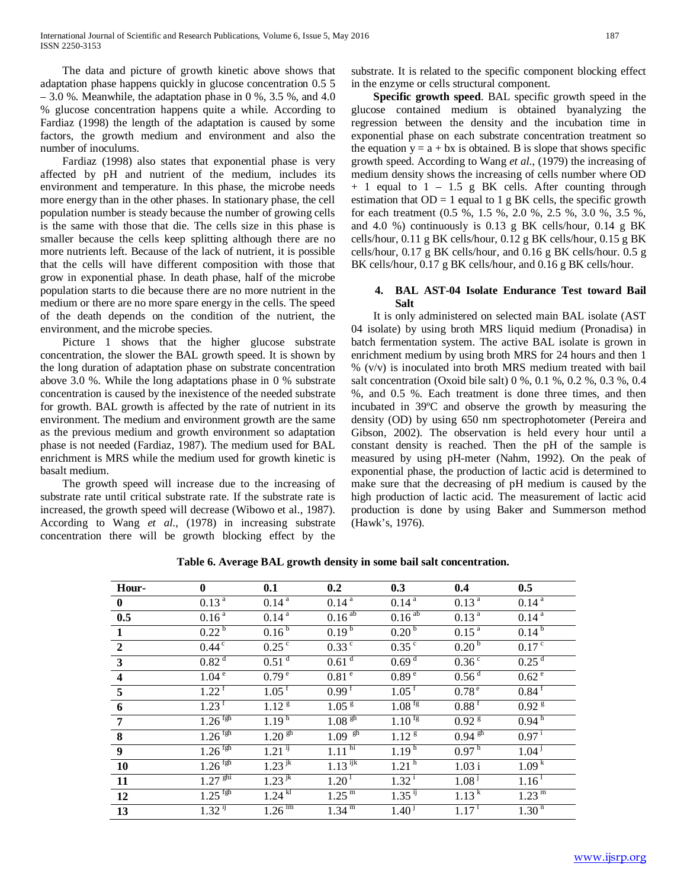The data and picture of growth kinetic above shows that adaptation phase happens quickly in glucose concentration 0.5 5 – 3.0 %. Meanwhile, the adaptation phase in 0 %, 3.5 %, and 4.0 % glucose concentration happens quite a while. According to Fardiaz (1998) the length of the adaptation is caused by some factors, the growth medium and environment and also the number of inoculums.

Fardiaz (1998) also states that exponential phase is very affected by pH and nutrient of the medium, includes its environment and temperature. In this phase, the microbe needs more energy than in the other phases. In stationary phase, the cell population number is steady because the number of growing cells is the same with those that die. The cells size in this phase is smaller because the cells keep splitting although there are no more nutrients left. Because of the lack of nutrient, it is possible that the cells will have different composition with those that grow in exponential phase. In death phase, half of the microbe population starts to die because there are no more nutrient in the medium or there are no more spare energy in the cells. The speed of the death depends on the condition of the nutrient, the environment, and the microbe species.

Picture 1 shows that the higher glucose substrate concentration, the slower the BAL growth speed. It is shown by the long duration of adaptation phase on substrate concentration above 3.0 %. While the long adaptations phase in 0 % substrate concentration is caused by the inexistence of the needed substrate for growth. BAL growth is affected by the rate of nutrient in its environment. The medium and environment growth are the same as the previous medium and growth environment so adaptation phase is not needed (Fardiaz, 1987). The medium used for BAL enrichment is MRS while the medium used for growth kinetic is basalt medium.

The growth speed will increase due to the increasing of substrate rate until critical substrate rate. If the substrate rate is increased, the growth speed will decrease (Wibowo et al., 1987). According to Wang *et al.*, (1978) in increasing substrate concentration there will be growth blocking effect by the substrate. It is related to the specific component blocking effect in the enzyme or cells structural component.

**Specific growth speed**. BAL specific growth speed in the glucose contained medium is obtained byanalyzing the regression between the density and the incubation time in exponential phase on each substrate concentration treatment so the equation $y = a + bx$ is obtained. B is slope that shows specific growth speed. According to Wang *et al.*, (1979) the increasing of medium density shows the increasing of cells number where OD + 1 equal to 1 – 1.5 g BK cells. After counting through estimation that OD = 1 equal to 1 g BK cells, the specific growth for each treatment (0.5 %, 1.5 %, 2.0 %, 2.5 %, 3.0 %, 3.5 %, and 4.0 %) continuously is 0.13 g BK cells/hour, 0.14 g BK cells/hour, 0.11 g BK cells/hour, 0.12 g BK cells/hour, 0.15 g BK cells/hour, 0.17 g BK cells/hour, and 0.16 g BK cells/hour. 0.5 g BK cells/hour, 0.17 g BK cells/hour, and 0.16 g BK cells/hour.

### 4. BAL AST-04 Isolate Endurance Test toward Bail Salt

It is only administered on selected main BAL isolate (AST 04 isolate) by using broth MRS liquid medium (Pronadisa) in batch fermentation system. The active BAL isolate is grown in enrichment medium by using broth MRS for 24 hours and then 1 % (v/v) is inoculated into broth MRS medium treated with bail salt concentration (Oxoid bile salt) 0 %, 0.1 %, 0.2 %, 0.3 %, 0.4 %, and 0.5 %. Each treatment is done three times, and then incubated in 39ºC and observe the growth by measuring the density (OD) by using 650 nm spectrophotometer (Pereira and Gibson, 2002). The observation is held every hour until a constant density is reached. Then the pH of the sample is measured by using pH-meter (Nahm, 1992). On the peak of exponential phase, the production of lactic acid is determined to make sure that the decreasing of pH medium is caused by the high production of lactic acid. The measurement of lactic acid production is done by using Baker and Summerson method (Hawk's, 1976).

**Table 6. Average BAL growth density in some bail salt concentration.**

| Hour- | 0 | 0.1 | 0.2 | 0.3 | 0.4 | 0.5 |
|---|---|---|---|---|---|---|
| **0** | 0.13 [a] | 0.14 [a] | 0.14 [a] | 0.14 [a] | 0.13 [a] | 0.14 [a] |
| **0.5** | 0.16 [a] | 0.14 [a] | 0.16 [ab] | 0.16 [ab] | 0.13 [a] | 0.14 [a] |
| **1** | 0.22 [b] | 0.16 [b] | 0.19 [b] | 0.20 [b] | 0.15 [a] | 0.14 [b] |
| **2** | 0.44 [c] | 0.25 [c] | 0.33 [c] | 0.35 [c] | 0.20 [b] | 0.17 [c] |
| **3** | 0.82 [d] | 0.51 [d] | 0.61 [d] | 0.69 [d] | 0.36 [c] | 0.25 [d] |
| **4** | 1.04 [e] | 0.79 [e] | 0.81 [e] | 0.89 [e] | 0.56 [d] | 0.62 [e] |
| **5** | 1.22 [f] | 1.05 [f] | 0.99 [f] | 1.05 [f] | 0.78 [e] | 0.84 [f] |
| **6** | 1.23 [f] | 1.12 [g] | 1.05 [g] | 1.08 [fg] | 0.88 [f] | 0.92 [g] |
| **7** | 1.26 [fgh] | 1.19 [h] | 1.08 [gh] | 1.10 [fg] | 0.92 [g] | 0.94 [h] |
| **8** | 1.26 [fgh] | 1.20 [gh] | 1.09 [gh] | 1.12 [g] | 0.94 [gh] | 0.97 [i] |
| **9** | 1.26 [fgh] | 1.21 [ij] | 1.11 [hi] | 1.19 [h] | 0.97 [h] | 1.04 [j] |
| **10** | 1.26 [fgh] | 1.23 [jk] | 1.13 [ijk] | 1.21 [h] | 1.03 i | 1.09 [k] |
| **11** | 1.27 [ghi] | 1.23 [jk] | 1.20 [l] | 1.32 [i] | 1.08 [j] | 1.16 [l] |
| **12** | 1.25 [fgh] | 1.24 [kl] | 1.25 [m] | 1.35 [ij] | 1.13 [k] | 1.23 [m] |
| **13** | 1.32 [ij] | 1.26 [lm] | 1.34 [m] | 1.40 [j] | 1.17 [l] | 1.30 [n] |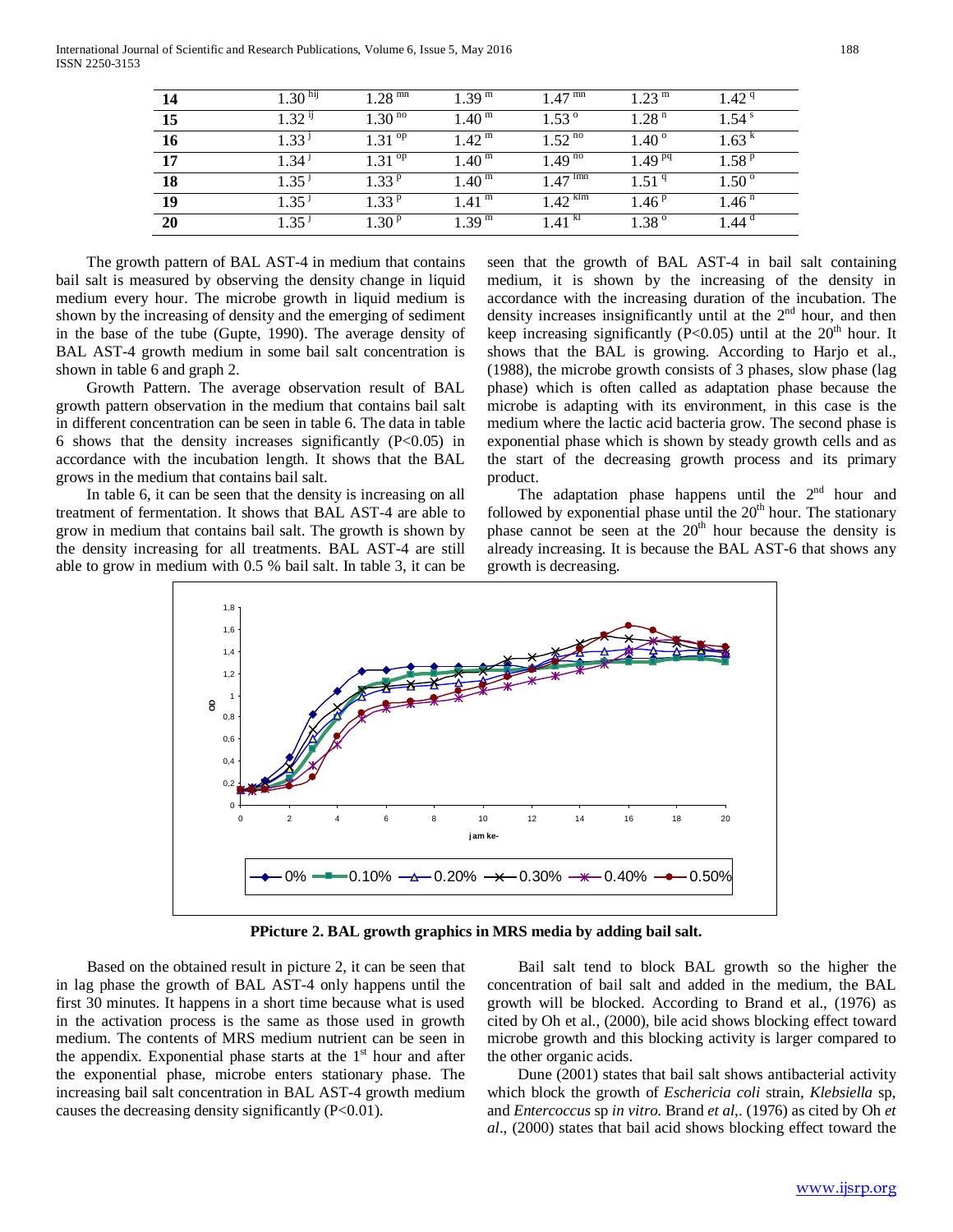| 14 | 1.30 $^{hij}$ | 1.28 $^{mn}$ | 1.39 $^{m}$ | 1.47 $^{mn}$ | 1.23 $^{m}$ | 1.42 $^{q}$ |
|---|---|---|---|---|---|---|
| 15 | 1.32 $^{ij}$ | 1.30 $^{no}$ | 1.40 $^{m}$ | 1.53 $^{o}$ | 1.28 $^{n}$ | 1.54 $^{s}$ |
| 16 | 1.33 $^{j}$ | 1.31 $^{op}$ | 1.42 $^{m}$ | 1.52 $^{no}$ | 1.40 $^{o}$ | 1.63 $^{k}$ |
| 17 | 1.34 $^{j}$ | 1.31 $^{op}$ | 1.40 $^{m}$ | 1.49 $^{no}$ | 1.49 $^{pq}$ | 1.58 $^{p}$ |
| 18 | 1.35 $^{j}$ | 1.33 $^{p}$ | 1.40 $^{m}$ | 1.47 $^{lmn}$ | 1.51 $^{q}$ | 1.50 $^{o}$ |
| 19 | 1.35 $^{j}$ | 1.33 $^{p}$ | 1.41 $^{m}$ | 1.42 $^{klm}$ | 1.46 $^{p}$ | 1.46 $^{n}$ |
| 20 | 1.35 $^{j}$ | 1.30 $^{p}$ | 1.39 $^{m}$ | 1.41 $^{kl}$ | 1.38 $^{o}$ | 1.44 $^{d}$ |

The growth pattern of BAL AST-4 in medium that contains bail salt is measured by observing the density change in liquid medium every hour. The microbe growth in liquid medium is shown by the increasing of density and the emerging of sediment in the base of the tube (Gupte, 1990). The average density of BAL AST-4 growth medium in some bail salt concentration is shown in table 6 and graph 2.

Growth Pattern. The average observation result of BAL growth pattern observation in the medium that contains bail salt in different concentration can be seen in table 6. The data in table 6 shows that the density increases significantly ($P<0.05$) in accordance with the incubation length. It shows that the BAL grows in the medium that contains bail salt.

In table 6, it can be seen that the density is increasing on all treatment of fermentation. It shows that BAL AST-4 are able to grow in medium that contains bail salt. The growth is shown by the density increasing for all treatments. BAL AST-4 are still able to grow in medium with 0.5 % bail salt. In table 3, it can be seen that the growth of BAL AST-4 in bail salt containing medium, it is shown by the increasing of the density in accordance with the increasing duration of the incubation. The density increases insignificantly until at the 2nd hour, and then keep increasing significantly ($P<0.05$) until at the 20th hour. It shows that the BAL is growing. According to Harjo et al., (1988), the microbe growth consists of 3 phases, slow phase (lag phase) which is often called as adaptation phase because the microbe is adapting with its environment, in this case is the medium where the lactic acid bacteria grow. The second phase is exponential phase which is shown by steady growth cells and as the start of the decreasing growth process and its primary product.

The adaptation phase happens until the 2nd hour and followed by exponential phase until the 20th hour. The stationary phase cannot be seen at the 20th hour because the density is already increasing. It is because the BAL AST-6 that shows any growth is decreasing.

**PPicture 2. BAL growth graphics in MRS media by adding bail salt.**

Based on the obtained result in picture 2, it can be seen that in lag phase the growth of BAL AST-4 only happens until the first 30 minutes. It happens in a short time because what is used in the activation process is the same as those used in growth medium. The contents of MRS medium nutrient can be seen in the appendix. Exponential phase starts at the 1st hour and after the exponential phase, microbe enters stationary phase. The increasing bail salt concentration in BAL AST-4 growth medium causes the decreasing density significantly ($P<0.01$).

Bail salt tend to block BAL growth so the higher the concentration of bail salt and added in the medium, the BAL growth will be blocked. According to Brand et al., (1976) as cited by Oh et al., (2000), bile acid shows blocking effect toward microbe growth and this blocking activity is larger compared to the other organic acids.

Dune (2001) states that bail salt shows antibacterial activity which block the growth of *Eschericia coli* strain, *Klebsiella* sp, and *Entercoccus* sp *in vitro*. Brand *et al,*. (1976) as cited by Oh *et al*., (2000) states that bail acid shows blocking effect toward the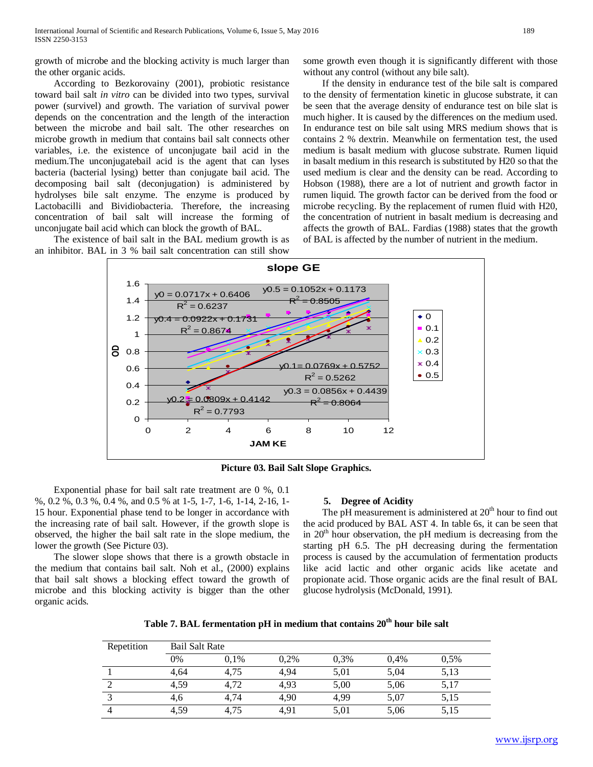growth of microbe and the blocking activity is much larger than the other organic acids.

According to Bezkorovainy (2001), probiotic resistance toward bail salt *in vitro* can be divided into two types, survival power (survivel) and growth. The variation of survival power depends on the concentration and the length of the interaction between the microbe and bail salt. The other researches on microbe growth in medium that contains bail salt connects other variables, i.e. the existence of unconjugate bail acid in the medium.The unconjugatebail acid is the agent that can lyses bacteria (bacterial lysing) better than conjugate bail acid. The decomposing bail salt (deconjugation) is administered by hydrolyses bile salt enzyme. The enzyme is produced by Lactobacilli and Bividiobacteria. Therefore, the increasing concentration of bail salt will increase the forming of unconjugate bail acid which can block the growth of BAL.

The existence of bail salt in the BAL medium growth is as an inhibitor. BAL in 3 % bail salt concentration can still show some growth even though it is significantly different with those without any control (without any bile salt).

If the density in endurance test of the bile salt is compared to the density of fermentation kinetic in glucose substrate, it can be seen that the average density of endurance test on bile slat is much higher. It is caused by the differences on the medium used. In endurance test on bile salt using MRS medium shows that is contains 2 % dextrin. Meanwhile on fermentation test, the used medium is basalt medium with glucose substrate. Rumen liquid in basalt medium in this research is substituted by H20 so that the used medium is clear and the density can be read. According to Hobson (1988), there are a lot of nutrient and growth factor in rumen liquid. The growth factor can be derived from the food or microbe recycling. By the replacement of rumen fluid with H20, the concentration of nutrient in basalt medium is decreasing and affects the growth of BAL. Fardias (1988) states that the growth of BAL is affected by the number of nutrient in the medium.

**Picture 03. Bail Salt Slope Graphics.**

Exponential phase for bail salt rate treatment are 0 %, 0.1 %, 0.2 %, 0.3 %, 0.4 %, and 0.5 % at 1-5, 1-7, 1-6, 1-14, 2-16, 1-15 hour. Exponential phase tend to be longer in accordance with the increasing rate of bail salt. However, if the growth slope is observed, the higher the bail salt rate in the slope medium, the lower the growth (See Picture 03).

The slower slope shows that there is a growth obstacle in the medium that contains bail salt. Noh et al., (2000) explains that bail salt shows a blocking effect toward the growth of microbe and this blocking activity is bigger than the other organic acids.

### 5. Degree of Acidity

The pH measurement is administered at 20th hour to find out the acid produced by BAL AST 4. In table 6s, it can be seen that in 20th hour observation, the pH medium is decreasing from the starting pH 6.5. The pH decreasing during the fermentation process is caused by the accumulation of fermentation products like acid lactic and other organic acids like acetate and propionate acid. Those organic acids are the final result of BAL glucose hydrolysis (McDonald, 1991).

**Table 7. BAL fermentation pH in medium that contains 20th hour bile salt**

| Repetition | Bail Salt Rate | | | | | |
|---|---|---|---|---|---|---|
| | 0% | 0,1% | 0,2% | 0,3% | 0,4% | 0,5% |
| 1 | 4,64 | 4,75 | 4,94 | 5,01 | 5,04 | 5,13 |
| 2 | 4,59 | 4,72 | 4,93 | 5,00 | 5,06 | 5,17 |
| 3 | 4,6 | 4,74 | 4,90 | 4,99 | 5,07 | 5,15 |
| 4 | 4,59 | 4,75 | 4,91 | 5,01 | 5,06 | 5,15 |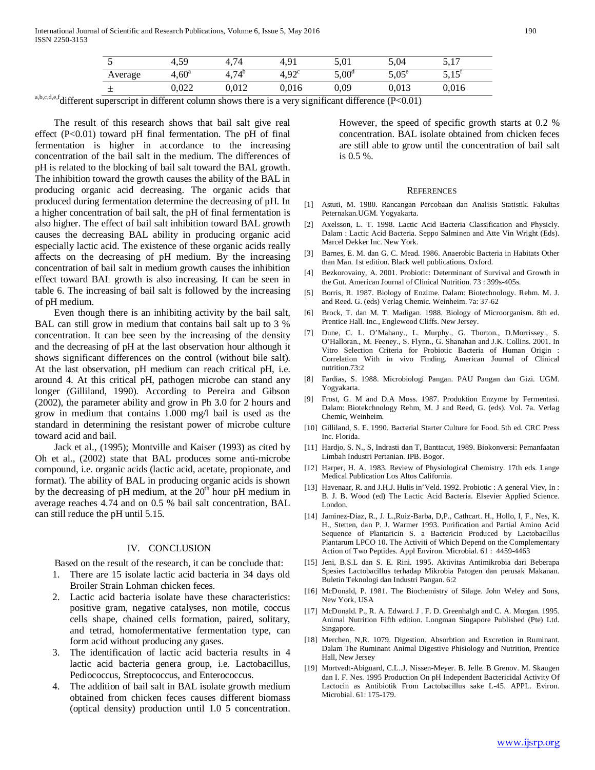| 5 | 4,59 | 4,74 | 4,91 | 5,01 | 5,04 | 5,17 |
|---|---|---|---|---|---|---|
| Average | 4,60[a] | 4,74[b] | 4,92[c] | 5,00[d] | 5,05[e] | 5,15[f] |
| ± | 0,022 | 0,012 | 0,016 | 0,09 | 0,013 | 0,016 |

[a,b,c,d,e,f]different superscript in different column shows there is a very significant difference ($P<0.01$)

The result of this research shows that bail salt give real effect ($P<0.01$) toward pH final fermentation. The pH of final fermentation is higher in accordance to the increasing concentration of the bail salt in the medium. The differences of pH is related to the blocking of bail salt toward the BAL growth. The inhibition toward the growth causes the ability of the BAL in producing organic acid decreasing. The organic acids that produced during fermentation determine the decreasing of pH. In a higher concentration of bail salt, the pH of final fermentation is also higher. The effect of bail salt inhibition toward BAL growth causes the decreasing BAL ability in producing organic acid especially lactic acid. The existence of these organic acids really affects on the decreasing of pH medium. By the increasing concentration of bail salt in medium growth causes the inhibition effect toward BAL growth is also increasing. It can be seen in table 6. The increasing of bail salt is followed by the increasing of pH medium.

Even though there is an inhibiting activity by the bail salt, BAL can still grow in medium that contains bail salt up to 3 % concentration. It can bee seen by the increasing of the density and the decreasing of pH at the last observation hour although it shows significant differences on the control (without bile salt). At the last observation, pH medium can reach critical pH, i.e. around 4. At this critical pH, pathogen microbe can stand any longer (Gilliland, 1990). According to Pereira and Gibson (2002), the parameter ability and grow in Ph 3.0 for 2 hours and grow in medium that contains 1.000 mg/l bail is used as the standard in determining the resistant power of microbe culture toward acid and bail.

Jack et al., (1995); Montville and Kaiser (1993) as cited by Oh et al., (2002) state that BAL produces some anti-microbe compound, i.e. organic acids (lactic acid, acetate, propionate, and format). The ability of BAL in producing organic acids is shown by the decreasing of pH medium, at the 20[th] hour pH medium in average reaches 4.74 and on 0.5 % bail salt concentration, BAL can still reduce the pH until 5.15.

## IV. CONCLUSION

Based on the result of the research, it can be conclude that:

1. There are 15 isolate lactic acid bacteria in 34 days old Broiler Strain Lohman chicken feces.
2. Lactic acid bacteria isolate have these characteristics: positive gram, negative catalyses, non motile, coccus cells shape, chained cells formation, paired, solitary, and tetrad, homofermentative fermentation type, can form acid without producing any gases.
3. The identification of lactic acid bacteria results in 4 lactic acid bacteria genera group, i.e. Lactobacillus, Pediococcus, Streptococcus, and Enterococcus.
4. The addition of bail salt in BAL isolate growth medium obtained from chicken feces causes different biomass (optical density) production until 1.0 5 concentration. However, the speed of specific growth starts at 0.2 % concentration. BAL isolate obtained from chicken feces are still able to grow until the concentration of bail salt is 0.5 %.

## REFERENCES

[1] Astuti, M. 1980. Rancangan Percobaan dan Analisis Statistik. Fakultas Peternakan.UGM. Yogyakarta.

[2] Axelsson, L. T. 1998. Lactic Acid Bacteria Classification and Physicly. Dalam : Lactic Acid Bacteria. Seppo Salminen and Atte Vin Wright (Eds). Marcel Dekker Inc. New York.

[3] Barnes, E. M. dan G. C. Mead. 1986. Anaerobic Bacteria in Habitats Other than Man. 1st edition. Black well publications. Oxford.

[4] Bezkorovainy, A. 2001. Probiotic: Determinant of Survival and Growth in the Gut. American Journal of Clinical Nutrition. 73 : 399s-405s.

[5] Borris, R. 1987. Biology of Enzime. Dalam: Biotechnology. Rehm. M. J. and Reed. G. (eds) Verlag Chemic. Weinheim. 7a: 37-62

[6] Brock, T. dan M. T. Madigan. 1988. Biology of Microorganism. 8th ed. Prentice Hall. Inc., Englewood Cliffs. New Jersey.

[7] Dune, C. L. O'Mahany., L. Murphy., G. Thorton., D.Morrissey., S. O'Halloran., M. Feeney., S. Flynn., G. Shanahan and J.K. Collins. 2001. In Vitro Selection Criteria for Probiotic Bacteria of Human Origin : Correlation With in vivo Finding. American Journal of Clinical nutrition.73:2

[8] Fardias, S. 1988. Microbiologi Pangan. PAU Pangan dan Gizi. UGM. Yogyakarta.

[9] Frost, G. M and D.A Moss. 1987. Produktion Enzyme by Fermentasi. Dalam: Biotekchnology Rehm, M. J and Reed, G. (eds). Vol. 7a. Verlag Chemic, Weinheim.

[10] Gilliland, S. E. 1990. Bacterial Starter Culture for Food. 5th ed. CRC Press Inc. Florida.

[11] Hardjo, S. N., S, Indrasti dan T, Banttacut, 1989. Biokonversi: Pemanfaatan Limbah Industri Pertanian. IPB. Bogor.

[12] Harper, H. A. 1983. Review of Physiological Chemistry. 17th eds. Lange Medical Publication Los Altos California.

[13] Havenaar, R. and J.H.J. Hulis in'Veld. 1992. Probiotic : A general Viev, In : B. J. B. Wood (ed) The Lactic Acid Bacteria. Elsevier Applied Science. London.

[14] Jaminez-Diaz, R., J. L.,Ruiz-Barba, D,P., Cathcart. H., Hollo, I, F., Nes, K. H., Stetten, dan P. J. Warmer 1993. Purification and Partial Amino Acid Sequence of Plantaricin S. a Bactericin Produced by Lactobacillus Plantarum LPCO 10. The Activiti of Which Depend on the Complementary Action of Two Peptides. Appl Environ. Microbial. 61 : 4459-4463

[15] Jeni, B.S.L dan S. E. Rini. 1995. Aktivitas Antimikrobia dari Beberapa Spesies Lactobacillus terhadap Mikrobia Patogen dan perusak Makanan. Buletin Teknologi dan Industri Pangan. 6:2

[16] McDonald, P. 1981. The Biochemistry of Silage. John Weley and Sons, New York, USA

[17] McDonald. P., R. A. Edward. J . F. D. Greenhalgh and C. A. Morgan. 1995. Animal Nutrition Fifth edition. Longman Singapore Published (Pte) Ltd. Singapore.

[18] Merchen, N,R. 1079. Digestion. Absorbtion and Excretion in Ruminant. Dalam The Ruminant Animal Digestive Phisiology and Nutrition, Prentice Hall, New Jersey

[19] Mortvedt-Abiguard, C.L..J. Nissen-Meyer. B. Jelle. B Grenov. M. Skaugen dan I. F. Nes. 1995 Production On pH Independent Bactericidal Activity Of Lactocin as Antibiotik From Lactobacillus sake L-45. APPL. Eviron. Microbial. 61: 175-179.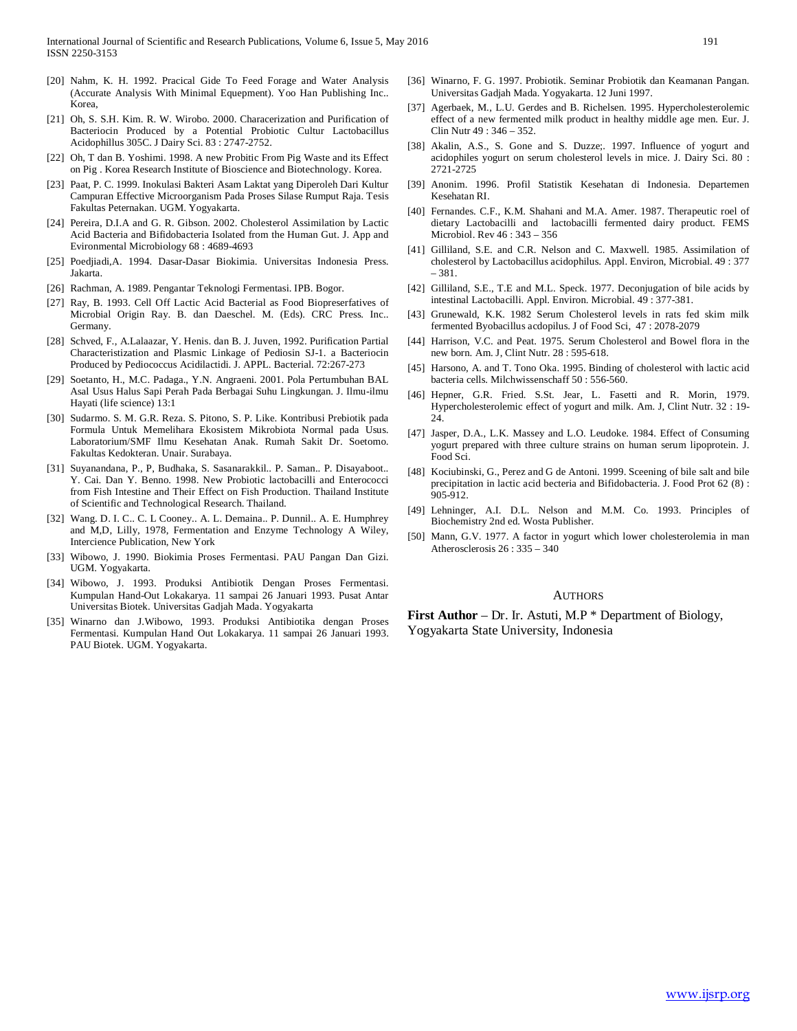[20] Nahm, K. H. 1992. Pracical Gide To Feed Forage and Water Analysis (Accurate Analysis With Minimal Equepment). Yoo Han Publishing Inc.. Korea,

[21] Oh, S. S.H. Kim. R. W. Wirobo. 2000. Characerization and Purification of Bacteriocin Produced by a Potential Probiotic Cultur Lactobacillus Acidophillus 305C. J Dairy Sci. 83 : 2747-2752.

[22] Oh, T dan B. Yoshimi. 1998. A new Probitic From Pig Waste and its Effect on Pig . Korea Research Institute of Bioscience and Biotechnology. Korea.

[23] Paat, P. C. 1999. Inokulasi Bakteri Asam Laktat yang Diperoleh Dari Kultur Campuran Effective Microorganism Pada Proses Silase Rumput Raja. Tesis Fakultas Peternakan. UGM. Yogyakarta.

[24] Pereira, D.I.A and G. R. Gibson. 2002. Cholesterol Assimilation by Lactic Acid Bacteria and Bifidobacteria Isolated from the Human Gut. J. App and Evironmental Microbiology 68 : 4689-4693

[25] Poedjiadi,A. 1994. Dasar-Dasar Biokimia. Universitas Indonesia Press. Jakarta.

[26] Rachman, A. 1989. Pengantar Teknologi Fermentasi. IPB. Bogor.

[27] Ray, B. 1993. Cell Off Lactic Acid Bacterial as Food Biopreserfatives of Microbial Origin Ray. B. dan Daeschel. M. (Eds). CRC Press. Inc.. Germany.

[28] Schved, F., A.Lalaazar, Y. Henis. dan B. J. Juven, 1992. Purification Partial Characteristization and Plasmic Linkage of Pediosin SJ-1. a Bacteriocin Produced by Pediococcus Acidilactidi. J. APPL. Bacterial. 72:267-273

[29] Soetanto, H., M.C. Padaga., Y.N. Angraeni. 2001. Pola Pertumbuhan BAL Asal Usus Halus Sapi Perah Pada Berbagai Suhu Lingkungan. J. Ilmu-ilmu Hayati (life science) 13:1

[30] Sudarmo. S. M. G.R. Reza. S. Pitono, S. P. Like. Kontribusi Prebiotik pada Formula Untuk Memelihara Ekosistem Mikrobiota Normal pada Usus. Laboratorium/SMF Ilmu Kesehatan Anak. Rumah Sakit Dr. Soetomo. Fakultas Kedokteran. Unair. Surabaya.

[31] Suyanandana, P., P, Budhaka, S. Sasanarakkil.. P. Saman.. P. Disayaboot.. Y. Cai. Dan Y. Benno. 1998. New Probiotic lactobacilli and Enterococci from Fish Intestine and Their Effect on Fish Production. Thailand Institute of Scientific and Technological Research. Thailand.

[32] Wang. D. I. C.. C. L Cooney.. A. L. Demaina.. P. Dunnil.. A. E. Humphrey and M,D, Lilly, 1978, Fermentation and Enzyme Technology A Wiley, Intercience Publication, New York

[33] Wibowo, J. 1990. Biokimia Proses Fermentasi. PAU Pangan Dan Gizi. UGM. Yogyakarta.

[34] Wibowo, J. 1993. Produksi Antibiotik Dengan Proses Fermentasi. Kumpulan Hand-Out Lokakarya. 11 sampai 26 Januari 1993. Pusat Antar Universitas Biotek. Universitas Gadjah Mada. Yogyakarta

[35] Winarno dan J.Wibowo, 1993. Produksi Antibiotika dengan Proses Fermentasi. Kumpulan Hand Out Lokakarya. 11 sampai 26 Januari 1993. PAU Biotek. UGM. Yogyakarta.

[36] Winarno, F. G. 1997. Probiotik. Seminar Probiotik dan Keamanan Pangan. Universitas Gadjah Mada. Yogyakarta. 12 Juni 1997.

[37] Agerbaek, M., L.U. Gerdes and B. Richelsen. 1995. Hypercholesterolemic effect of a new fermented milk product in healthy middle age men. Eur. J. Clin Nutr 49 : 346 – 352.

[38] Akalin, A.S., S. Gone and S. Duzze;. 1997. Influence of yogurt and acidophiles yogurt on serum cholesterol levels in mice. J. Dairy Sci. 80 : 2721-2725

[39] Anonim. 1996. Profil Statistik Kesehatan di Indonesia. Departemen Kesehatan RI.

[40] Fernandes. C.F., K.M. Shahani and M.A. Amer. 1987. Therapeutic roel of dietary Lactobacilli and lactobacilli fermented dairy product. FEMS Microbiol. Rev 46 : 343 – 356

[41] Gilliland, S.E. and C.R. Nelson and C. Maxwell. 1985. Assimilation of cholesterol by Lactobacillus acidophilus. Appl. Environ, Microbial. 49 : 377 – 381.

[42] Gilliland, S.E., T.E and M.L. Speck. 1977. Deconjugation of bile acids by intestinal Lactobacilli. Appl. Environ. Microbial. 49 : 377-381.

[43] Grunewald, K.K. 1982 Serum Cholesterol levels in rats fed skim milk fermented Byobacillus acdopilus. J of Food Sci, 47 : 2078-2079

[44] Harrison, V.C. and Peat. 1975. Serum Cholesterol and Bowel flora in the new born. Am. J, Clint Nutr. 28 : 595-618.

[45] Harsono, A. and T. Tono Oka. 1995. Binding of cholesterol with lactic acid bacteria cells. Milchwissenschaff 50 : 556-560.

[46] Hepner, G.R. Fried. S.St. Jear, L. Fasetti and R. Morin, 1979. Hypercholesterolemic effect of yogurt and milk. Am. J, Clint Nutr. 32 : 19-24.

[47] Jasper, D.A., L.K. Massey and L.O. Leudoke. 1984. Effect of Consuming yogurt prepared with three culture strains on human serum lipoprotein. J. Food Sci.

[48] Kociubinski, G., Perez and G de Antoni. 1999. Sceening of bile salt and bile precipitation in lactic acid becteria and Bifidobacteria. J. Food Prot 62 (8) : 905-912.

[49] Lehninger, A.I. D.L. Nelson and M.M. Co. 1993. Principles of Biochemistry 2nd ed. Wosta Publisher.

[50] Mann, G.V. 1977. A factor in yogurt which lower cholesterolemia in man Atherosclerosis 26 : 335 – 340

## Authors

**First Author** – Dr. Ir. Astuti, M.P * Department of Biology, Yogyakarta State University, Indonesia